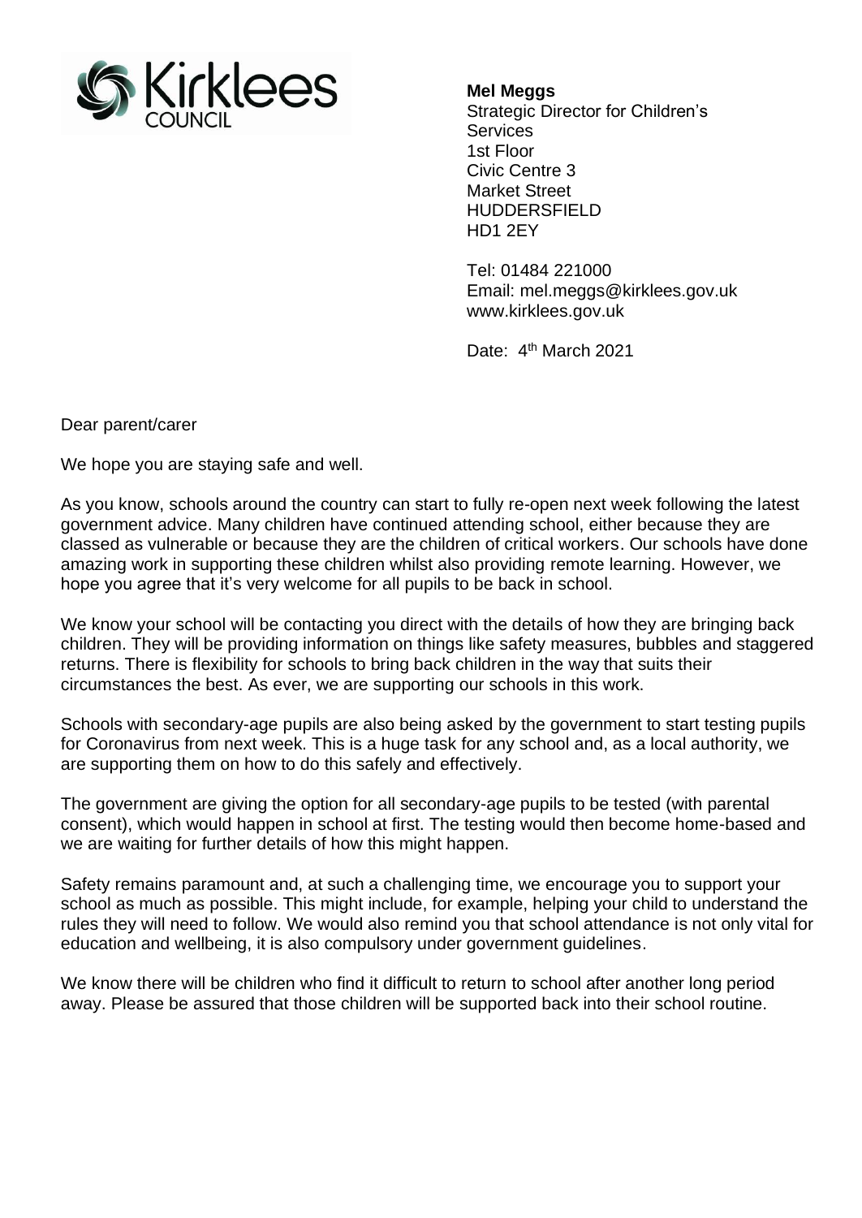**Mel Meggs**
Strategic Director for Children's Services
1st Floor
Civic Centre 3
Market Street
HUDDERSFIELD
HD1 2EY

Tel: 01484 221000
Email: mel.meggs@kirklees.gov.uk
www.kirklees.gov.uk

Date: 4th March 2021

Dear parent/carer

We hope you are staying safe and well.

As you know, schools around the country can start to fully re-open next week following the latest government advice. Many children have continued attending school, either because they are classed as vulnerable or because they are the children of critical workers. Our schools have done amazing work in supporting these children whilst also providing remote learning. However, we hope you agree that it's very welcome for all pupils to be back in school.

We know your school will be contacting you direct with the details of how they are bringing back children. They will be providing information on things like safety measures, bubbles and staggered returns. There is flexibility for schools to bring back children in the way that suits their circumstances the best. As ever, we are supporting our schools in this work.

Schools with secondary-age pupils are also being asked by the government to start testing pupils for Coronavirus from next week. This is a huge task for any school and, as a local authority, we are supporting them on how to do this safely and effectively.

The government are giving the option for all secondary-age pupils to be tested (with parental consent), which would happen in school at first. The testing would then become home-based and we are waiting for further details of how this might happen.

Safety remains paramount and, at such a challenging time, we encourage you to support your school as much as possible. This might include, for example, helping your child to understand the rules they will need to follow. We would also remind you that school attendance is not only vital for education and wellbeing, it is also compulsory under government guidelines.

We know there will be children who find it difficult to return to school after another long period away. Please be assured that those children will be supported back into their school routine.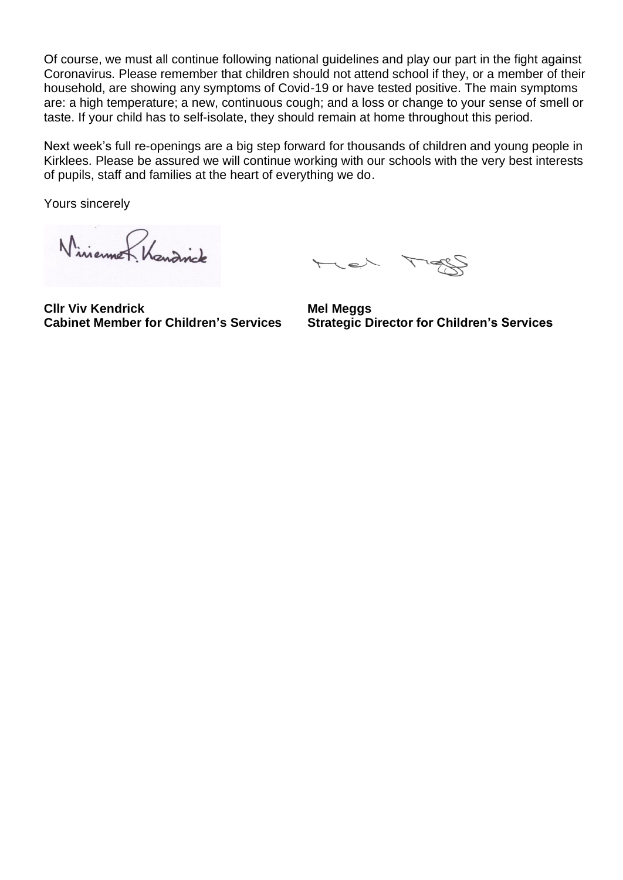Of course, we must all continue following national guidelines and play our part in the fight against Coronavirus. Please remember that children should not attend school if they, or a member of their household, are showing any symptoms of Covid-19 or have tested positive. The main symptoms are: a high temperature; a new, continuous cough; and a loss or change to your sense of smell or taste. If your child has to self-isolate, they should remain at home throughout this period.

Next week's full re-openings are a big step forward for thousands of children and young people in Kirklees. Please be assured we will continue working with our schools with the very best interests of pupils, staff and families at the heart of everything we do.

Yours sincerely

**Cllr Viv Kendrick**
**Cabinet Member for Children's Services**

**Mel Meggs**
**Strategic Director for Children's Services**